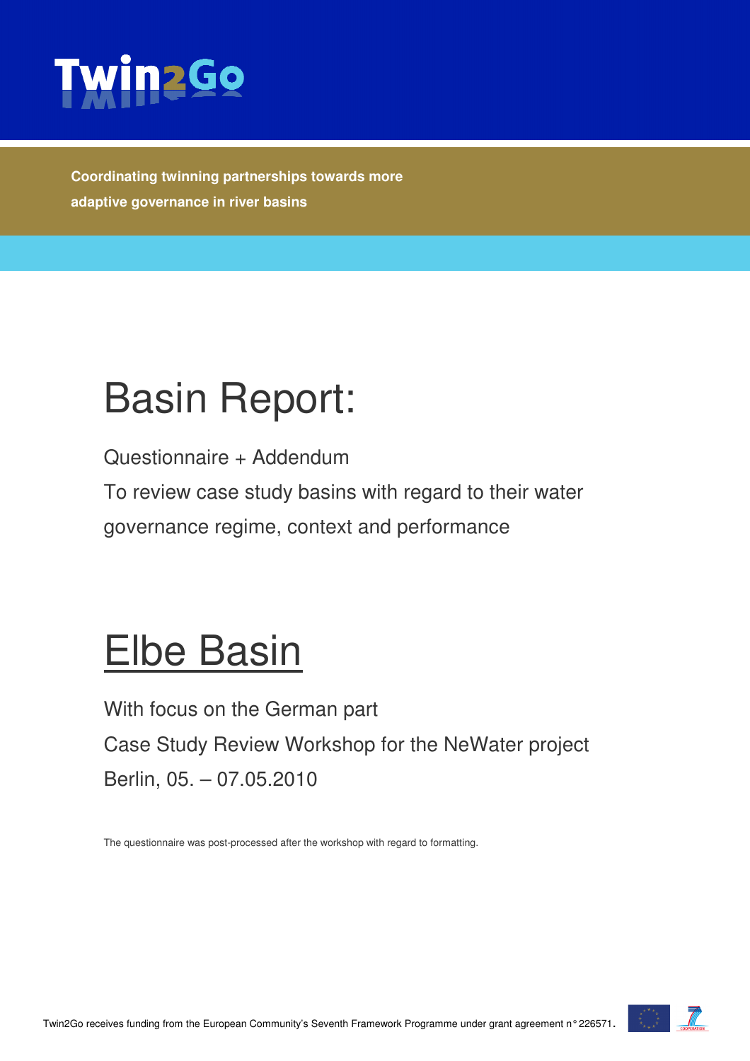Twin2Go

**Coordinating twinning partnerships towards more adaptive governance in river basins**

# Basin Report:

Questionnaire + Addendum

To review case study basins with regard to their water governance regime, context and performance

# Elbe Basin

With focus on the German part

Case Study Review Workshop for the NeWater project

Berlin, 05. – 07.05.2010

The questionnaire was post-processed after the workshop with regard to formatting.

Twin2Go receives funding from the European Community's Seventh Framework Programme under grant agreement n° 226571.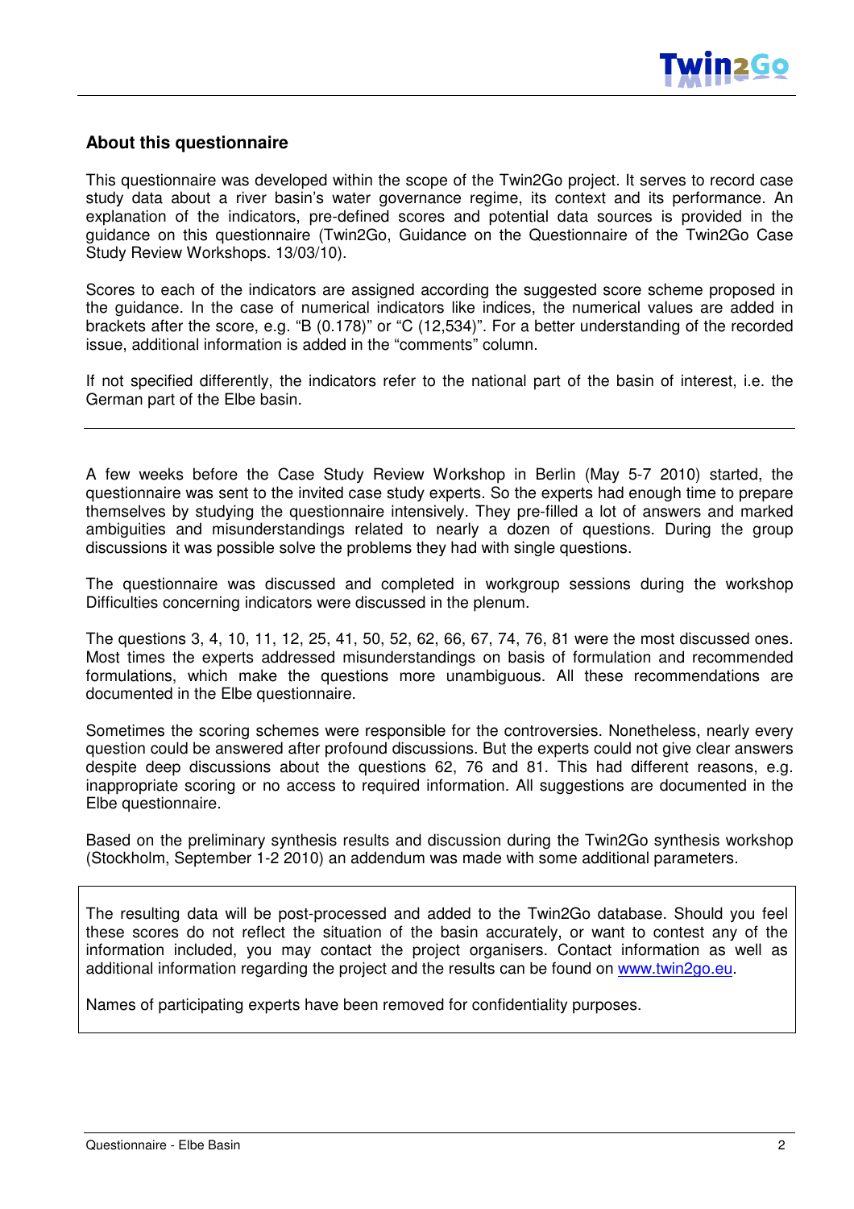## About this questionnaire

This questionnaire was developed within the scope of the Twin2Go project. It serves to record case study data about a river basin's water governance regime, its context and its performance. An explanation of the indicators, pre-defined scores and potential data sources is provided in the guidance on this questionnaire (Twin2Go, Guidance on the Questionnaire of the Twin2Go Case Study Review Workshops. 13/03/10).

Scores to each of the indicators are assigned according the suggested score scheme proposed in the guidance. In the case of numerical indicators like indices, the numerical values are added in brackets after the score, e.g. "B (0.178)" or "C (12,534)". For a better understanding of the recorded issue, additional information is added in the "comments" column.

If not specified differently, the indicators refer to the national part of the basin of interest, i.e. the German part of the Elbe basin.

---

A few weeks before the Case Study Review Workshop in Berlin (May 5-7 2010) started, the questionnaire was sent to the invited case study experts. So the experts had enough time to prepare themselves by studying the questionnaire intensively. They pre-filled a lot of answers and marked ambiguities and misunderstandings related to nearly a dozen of questions. During the group discussions it was possible solve the problems they had with single questions.

The questionnaire was discussed and completed in workgroup sessions during the workshop Difficulties concerning indicators were discussed in the plenum.

The questions 3, 4, 10, 11, 12, 25, 41, 50, 52, 62, 66, 67, 74, 76, 81 were the most discussed ones. Most times the experts addressed misunderstandings on basis of formulation and recommended formulations, which make the questions more unambiguous. All these recommendations are documented in the Elbe questionnaire.

Sometimes the scoring schemes were responsible for the controversies. Nonetheless, nearly every question could be answered after profound discussions. But the experts could not give clear answers despite deep discussions about the questions 62, 76 and 81. This had different reasons, e.g. inappropriate scoring or no access to required information. All suggestions are documented in the Elbe questionnaire.

Based on the preliminary synthesis results and discussion during the Twin2Go synthesis workshop (Stockholm, September 1-2 2010) an addendum was made with some additional parameters.

---

The resulting data will be post-processed and added to the Twin2Go database. Should you feel these scores do not reflect the situation of the basin accurately, or want to contest any of the information included, you may contact the project organisers. Contact information as well as additional information regarding the project and the results can be found on www.twin2go.eu.

Names of participating experts have been removed for confidentiality purposes.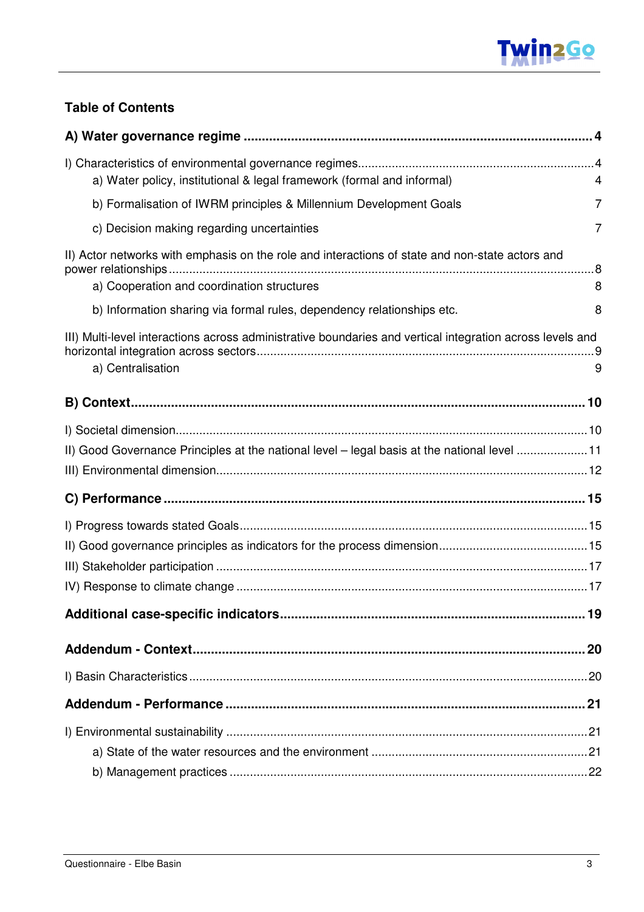## Table of Contents

**A) Water governance regime** .... 4

I) Characteristics of environmental governance regimes .... 4

- a) Water policy, institutional & legal framework (formal and informal) 4
- b) Formalisation of IWRM principles & Millennium Development Goals 7
- c) Decision making regarding uncertainties 7

II) Actor networks with emphasis on the role and interactions of state and non-state actors and power relationships .... 8

- a) Cooperation and coordination structures 8
- b) Information sharing via formal rules, dependency relationships etc. 8

III) Multi-level interactions across administrative boundaries and vertical integration across levels and horizontal integration across sectors .... 9

- a) Centralisation 9

**B) Context** .... 10

I) Societal dimension .... 10

II) Good Governance Principles at the national level – legal basis at the national level .... 11

III) Environmental dimension .... 12

**C) Performance** .... 15

I) Progress towards stated Goals .... 15

II) Good governance principles as indicators for the process dimension .... 15

III) Stakeholder participation .... 17

IV) Response to climate change .... 17

**Additional case-specific indicators** .... 19

**Addendum - Context** .... 20

I) Basin Characteristics .... 20

**Addendum - Performance** .... 21

I) Environmental sustainability .... 21

- a) State of the water resources and the environment .... 21
- b) Management practices .... 22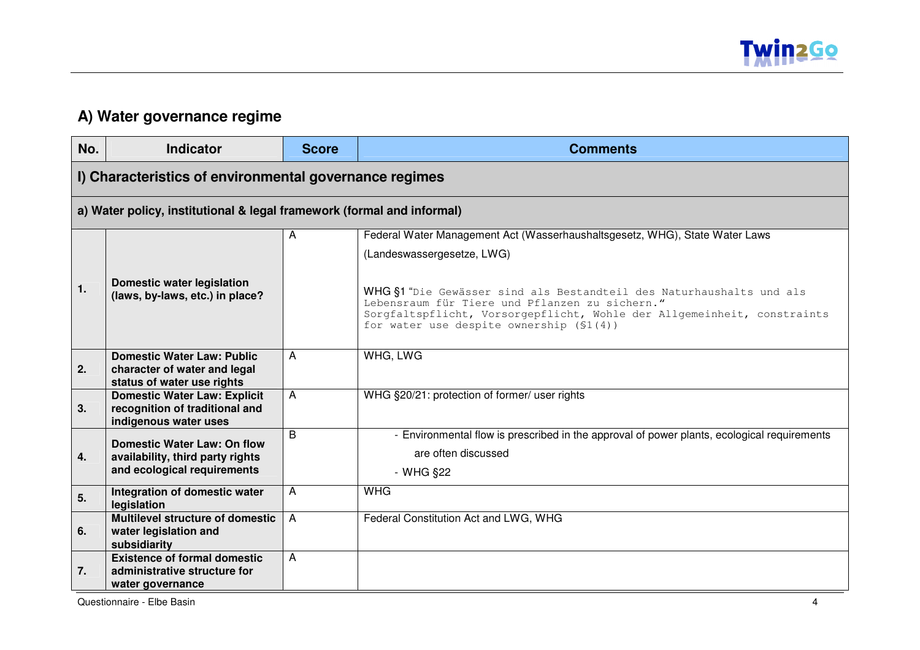## A) Water governance regime

| No. | Indicator | Score | Comments |
|---|---|---|---|
| **I) Characteristics of environmental governance regimes** | | | |
| **a) Water policy, institutional & legal framework (formal and informal)** | | | |
| **1.** | **Domestic water legislation (laws, by-laws, etc.) in place?** | A | Federal Water Management Act (Wasserhaushaltsgesetz, WHG), State Water Laws (Landeswassergesetze, LWG)<br><br>WHG §1 "Die Gewässer sind als Bestandteil des Naturhaushalts und als Lebensraum für Tiere und Pflanzen zu sichern." Sorgfaltspflicht, Vorsorgepflicht, Wohle der Allgemeinheit, constraints for water use despite ownership (§1(4)) |
| **2.** | **Domestic Water Law: Public character of water and legal status of water use rights** | A | WHG, LWG |
| **3.** | **Domestic Water Law: Explicit recognition of traditional and indigenous water uses** | A | WHG §20/21: protection of former/ user rights |
| **4.** | **Domestic Water Law: On flow availability, third party rights and ecological requirements** | B | - Environmental flow is prescribed in the approval of power plants, ecological requirements are often discussed<br>- WHG §22 |
| **5.** | **Integration of domestic water legislation** | A | WHG |
| **6.** | **Multilevel structure of domestic water legislation and subsidiarity** | A | Federal Constitution Act and LWG, WHG |
| **7.** | **Existence of formal domestic administrative structure for water governance** | A | |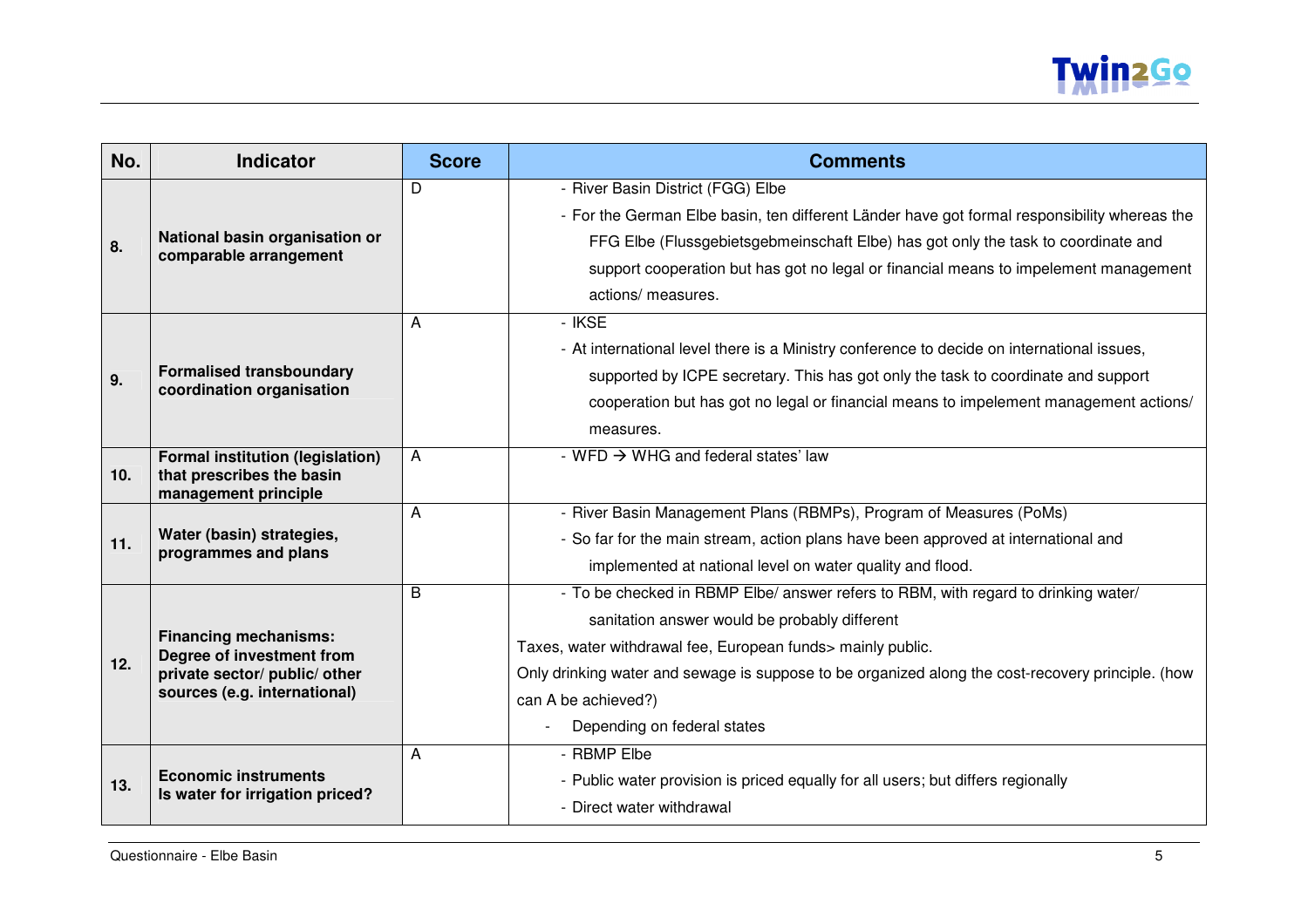| No. | Indicator | Score | Comments |
|---|---|---|---|
| 8. | **National basin organisation or comparable arrangement** | D | - River Basin District (FGG) Elbe<br>- For the German Elbe basin, ten different Länder have got formal responsibility whereas the FFG Elbe (Flussgebietsgebmeinschaft Elbe) has got only the task to coordinate and support cooperation but has got no legal or financial means to impelement management actions/ measures. |
| 9. | **Formalised transboundary coordination organisation** | A | - IKSE<br>- At international level there is a Ministry conference to decide on international issues, supported by ICPE secretary. This has got only the task to coordinate and support cooperation but has got no legal or financial means to impelement management actions/ measures. |
| 10. | **Formal institution (legislation) that prescribes the basin management principle** | A | - WFD → WHG and federal states' law |
| 11. | **Water (basin) strategies, programmes and plans** | A | - River Basin Management Plans (RBMPs), Program of Measures (PoMs)<br>- So far for the main stream, action plans have been approved at international and implemented at national level on water quality and flood. |
| 12. | **Financing mechanisms: Degree of investment from private sector/ public/ other sources (e.g. international)** | B | - To be checked in RBMP Elbe/ answer refers to RBM, with regard to drinking water/ sanitation answer would be probably different<br>Taxes, water withdrawal fee, European funds> mainly public.<br>Only drinking water and sewage is suppose to be organized along the cost-recovery principle. (how can A be achieved?)<br>- Depending on federal states |
| 13. | **Economic instruments Is water for irrigation priced?** | A | - RBMP Elbe<br>- Public water provision is priced equally for all users; but differs regionally<br>- Direct water withdrawal |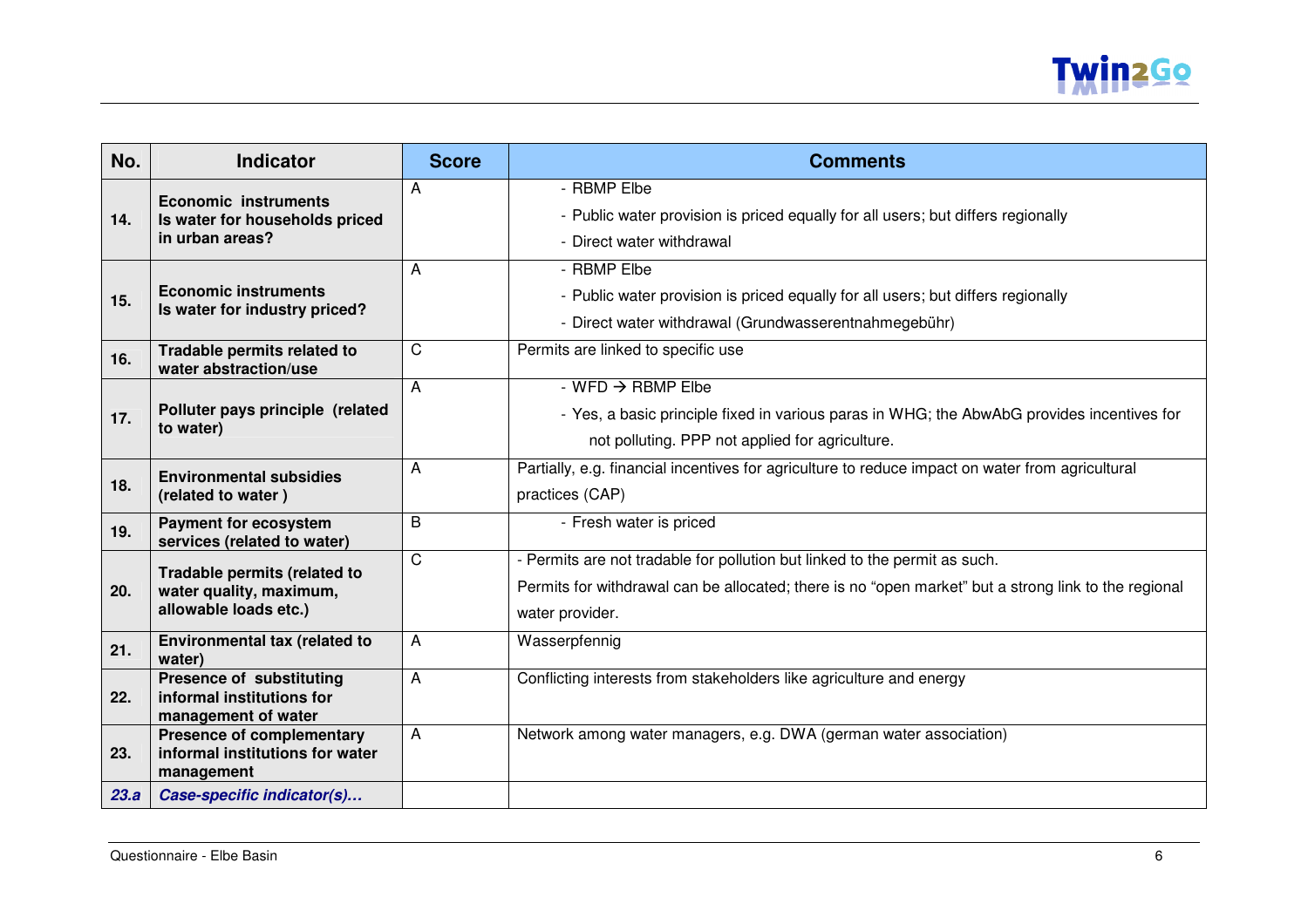| No. | Indicator | Score | Comments |
|---|---|---|---|
| 14. | **Economic instruments Is water for households priced in urban areas?** | A | - RBMP Elbe<br>- Public water provision is priced equally for all users; but differs regionally<br>- Direct water withdrawal |
| 15. | **Economic instruments Is water for industry priced?** | A | - RBMP Elbe<br>- Public water provision is priced equally for all users; but differs regionally<br>- Direct water withdrawal (Grundwasserentnahmegebühr) |
| 16. | **Tradable permits related to water abstraction/use** | C | Permits are linked to specific use |
| 17. | **Polluter pays principle (related to water)** | A | - WFD → RBMP Elbe<br>- Yes, a basic principle fixed in various paras in WHG; the AbwAbG provides incentives for not polluting. PPP not applied for agriculture. |
| 18. | **Environmental subsidies (related to water )** | A | Partially, e.g. financial incentives for agriculture to reduce impact on water from agricultural practices (CAP) |
| 19. | **Payment for ecosystem services (related to water)** | B | - Fresh water is priced |
| 20. | **Tradable permits (related to water quality, maximum, allowable loads etc.)** | C | - Permits are not tradable for pollution but linked to the permit as such.<br>Permits for withdrawal can be allocated; there is no “open market” but a strong link to the regional water provider. |
| 21. | **Environmental tax (related to water)** | A | Wasserpfennig |
| 22. | **Presence of substituting informal institutions for management of water** | A | Conflicting interests from stakeholders like agriculture and energy |
| 23. | **Presence of complementary informal institutions for water management** | A | Network among water managers, e.g. DWA (german water association) |
| ***23.a*** | ***Case-specific indicator(s)…*** | | |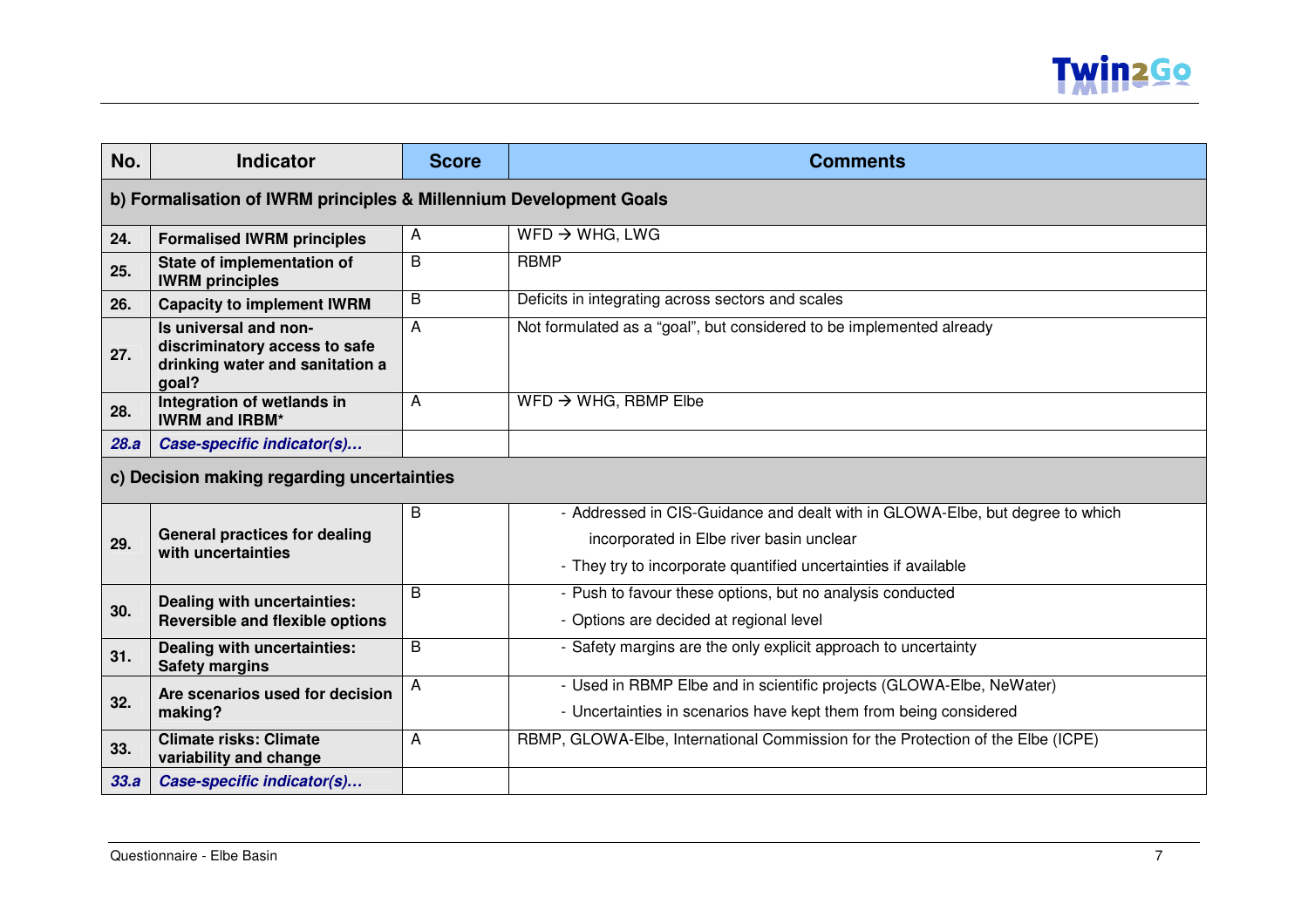| No. | Indicator | Score | Comments |
|---|---|---|---|
| **b) Formalisation of IWRM principles & Millennium Development Goals** | | | |
| **24.** | **Formalised IWRM principles** | A | WFD → WHG, LWG |
| **25.** | **State of implementation of IWRM principles** | B | RBMP |
| **26.** | **Capacity to implement IWRM** | B | Deficits in integrating across sectors and scales |
| **27.** | **Is universal and non-discriminatory access to safe drinking water and sanitation a goal?** | A | Not formulated as a "goal", but considered to be implemented already |
| **28.** | **Integration of wetlands in IWRM and IRBM*** | A | WFD → WHG, RBMP Elbe |
| ***28.a*** | ***Case-specific indicator(s)…*** | | |
| **c) Decision making regarding uncertainties** | | | |
| **29.** | **General practices for dealing with uncertainties** | B | - Addressed in CIS-Guidance and dealt with in GLOWA-Elbe, but degree to which incorporated in Elbe river basin unclear<br>- They try to incorporate quantified uncertainties if available |
| **30.** | **Dealing with uncertainties: Reversible and flexible options** | B | - Push to favour these options, but no analysis conducted<br>- Options are decided at regional level |
| **31.** | **Dealing with uncertainties: Safety margins** | B | - Safety margins are the only explicit approach to uncertainty |
| **32.** | **Are scenarios used for decision making?** | A | - Used in RBMP Elbe and in scientific projects (GLOWA-Elbe, NeWater)<br>- Uncertainties in scenarios have kept them from being considered |
| **33.** | **Climate risks: Climate variability and change** | A | RBMP, GLOWA-Elbe, International Commission for the Protection of the Elbe (ICPE) |
| ***33.a*** | ***Case-specific indicator(s)…*** | | |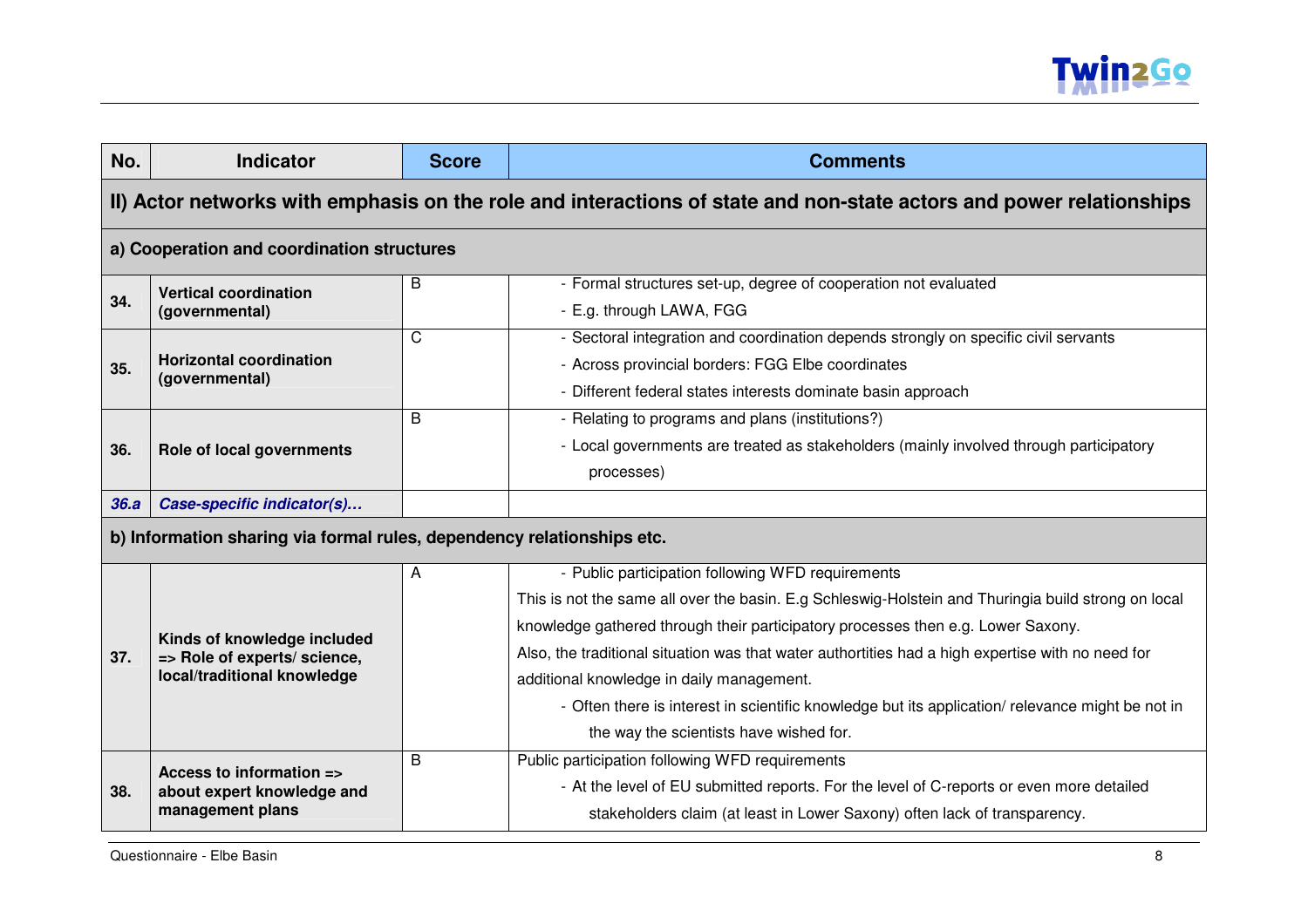| No. | Indicator | Score | Comments |
|---|---|---|---|
| **II) Actor networks with emphasis on the role and interactions of state and non-state actors and power relationships** | | | |
| **a) Cooperation and coordination structures** | | | |
| **34.** | **Vertical coordination (governmental)** | B | - Formal structures set-up, degree of cooperation not evaluated<br>- E.g. through LAWA, FGG |
| **35.** | **Horizontal coordination (governmental)** | C | - Sectoral integration and coordination depends strongly on specific civil servants<br>- Across provincial borders: FGG Elbe coordinates<br>- Different federal states interests dominate basin approach |
| **36.** | **Role of local governments** | B | - Relating to programs and plans (institutions?)<br>- Local governments are treated as stakeholders (mainly involved through participatory processes) |
| ***36.a*** | ***Case-specific indicator(s)…*** | | |
| **b) Information sharing via formal rules, dependency relationships etc.** | | | |
| **37.** | **Kinds of knowledge included => Role of experts/ science, local/traditional knowledge** | A | - Public participation following WFD requirements<br>This is not the same all over the basin. E.g Schleswig-Holstein and Thuringia build strong on local knowledge gathered through their participatory processes then e.g. Lower Saxony.<br>Also, the traditional situation was that water authortities had a high expertise with no need for additional knowledge in daily management.<br>- Often there is interest in scientific knowledge but its application/ relevance might be not in the way the scientists have wished for. |
| **38.** | **Access to information => about expert knowledge and management plans** | B | Public participation following WFD requirements<br>- At the level of EU submitted reports. For the level of C-reports or even more detailed stakeholders claim (at least in Lower Saxony) often lack of transparency. |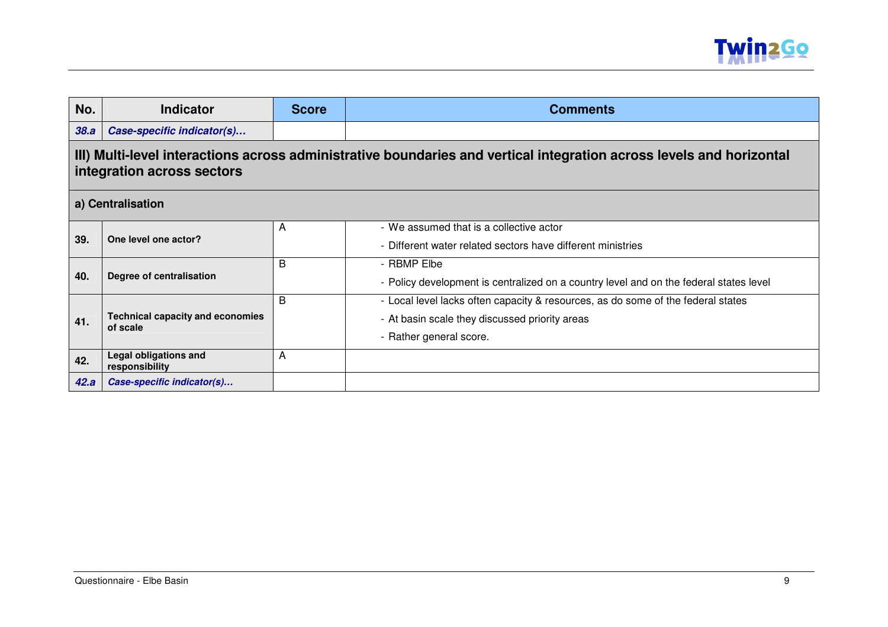| No. | Indicator | Score | Comments |
|---|---|---|---|
| *38.a* | *Case-specific indicator(s)…* | | |
| **III) Multi-level interactions across administrative boundaries and vertical integration across levels and horizontal integration across sectors** | | | |
| **a) Centralisation** | | | |
| **39.** | **One level one actor?** | A | - We assumed that is a collective actor<br>- Different water related sectors have different ministries |
| **40.** | **Degree of centralisation** | B | - RBMP Elbe<br>- Policy development is centralized on a country level and on the federal states level |
| **41.** | **Technical capacity and economies of scale** | B | - Local level lacks often capacity & resources, as do some of the federal states<br>- At basin scale they discussed priority areas<br>- Rather general score. |
| **42.** | **Legal obligations and responsibility** | A | |
| *42.a* | *Case-specific indicator(s)…* | | |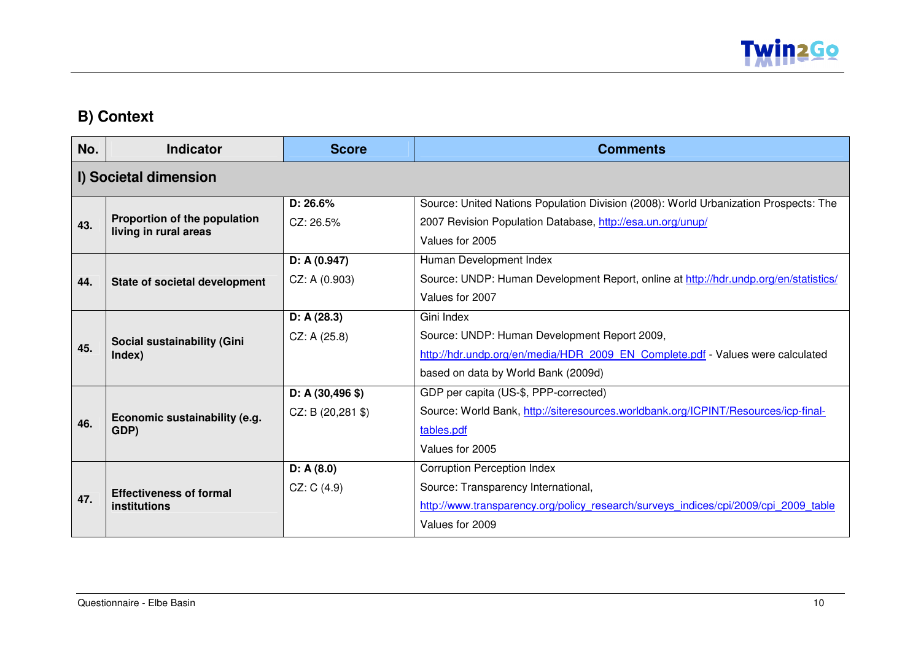## B) Context

| No. | Indicator | Score | Comments |
|---|---|---|---|
| **I) Societal dimension** | | | |
| **43.** | **Proportion of the population living in rural areas** | **D: 26.6%**<br>CZ: 26.5% | Source: United Nations Population Division (2008): World Urbanization Prospects: The 2007 Revision Population Database, http://esa.un.org/unup/<br>Values for 2005 |
| **44.** | **State of societal development** | **D: A (0.947)**<br>CZ: A (0.903) | Human Development Index<br>Source: UNDP: Human Development Report, online at http://hdr.undp.org/en/statistics/<br>Values for 2007 |
| **45.** | **Social sustainability (Gini Index)** | **D: A (28.3)**<br>CZ: A (25.8) | Gini Index<br>Source: UNDP: Human Development Report 2009, http://hdr.undp.org/en/media/HDR_2009_EN_Complete.pdf - Values were calculated based on data by World Bank (2009d) |
| **46.** | **Economic sustainability (e.g. GDP)** | **D: A (30,496 $)**<br>CZ: B (20,281 $) | GDP per capita (US-$, PPP-corrected)<br>Source: World Bank, http://siteresources.worldbank.org/ICPINT/Resources/icp-final-tables.pdf<br>Values for 2005 |
| **47.** | **Effectiveness of formal institutions** | **D: A (8.0)**<br>CZ: C (4.9) | Corruption Perception Index<br>Source: Transparency International, http://www.transparency.org/policy_research/surveys_indices/cpi/2009/cpi_2009_table<br>Values for 2009 |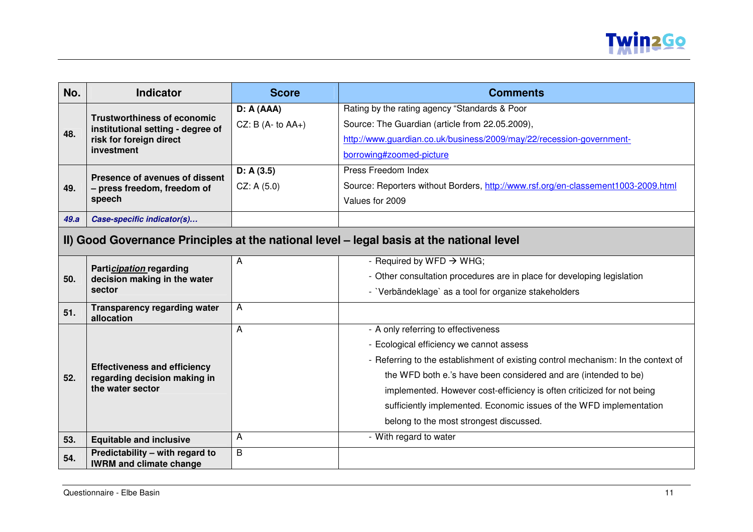| No. | Indicator | Score | Comments |
|---|---|---|---|
| 48. | **Trustworthiness of economic institutional setting - degree of risk for foreign direct investment** | **D: A (AAA)**<br>CZ: B (A- to AA+) | Rating by the rating agency "Standards & Poor<br>Source: The Guardian (article from 22.05.2009), http://www.guardian.co.uk/business/2009/may/22/recession-government-borrowing#zoomed-picture |
| 49. | **Presence of avenues of dissent – press freedom, freedom of speech** | **D: A (3.5)**<br>CZ: A (5.0) | Press Freedom Index<br>Source: Reporters without Borders, http://www.rsf.org/en-classement1003-2009.html<br>Values for 2009 |
| *49.a* | ***Case-specific indicator(s)…*** | | |
| **II) Good Governance Principles at the national level – legal basis at the national level** | | | |
| 50. | **Parti*cipation* regarding decision making in the water sector** | A | - Required by WFD → WHG;<br>- Other consultation procedures are in place for developing legislation<br>- \`Verbändeklage\` as a tool for organize stakeholders |
| 51. | **Transparency regarding water allocation** | A | |
| 52. | **Effectiveness and efficiency regarding decision making in the water sector** | A | - A only referring to effectiveness<br>- Ecological efficiency we cannot assess<br>- Referring to the establishment of existing control mechanism: In the context of the WFD both e.'s have been considered and are (intended to be) implemented. However cost-efficiency is often criticized for not being sufficiently implemented. Economic issues of the WFD implementation belong to the most strongest discussed. |
| 53. | **Equitable and inclusive** | A | - With regard to water |
| 54. | **Predictability – with regard to IWRM and climate change** | B | |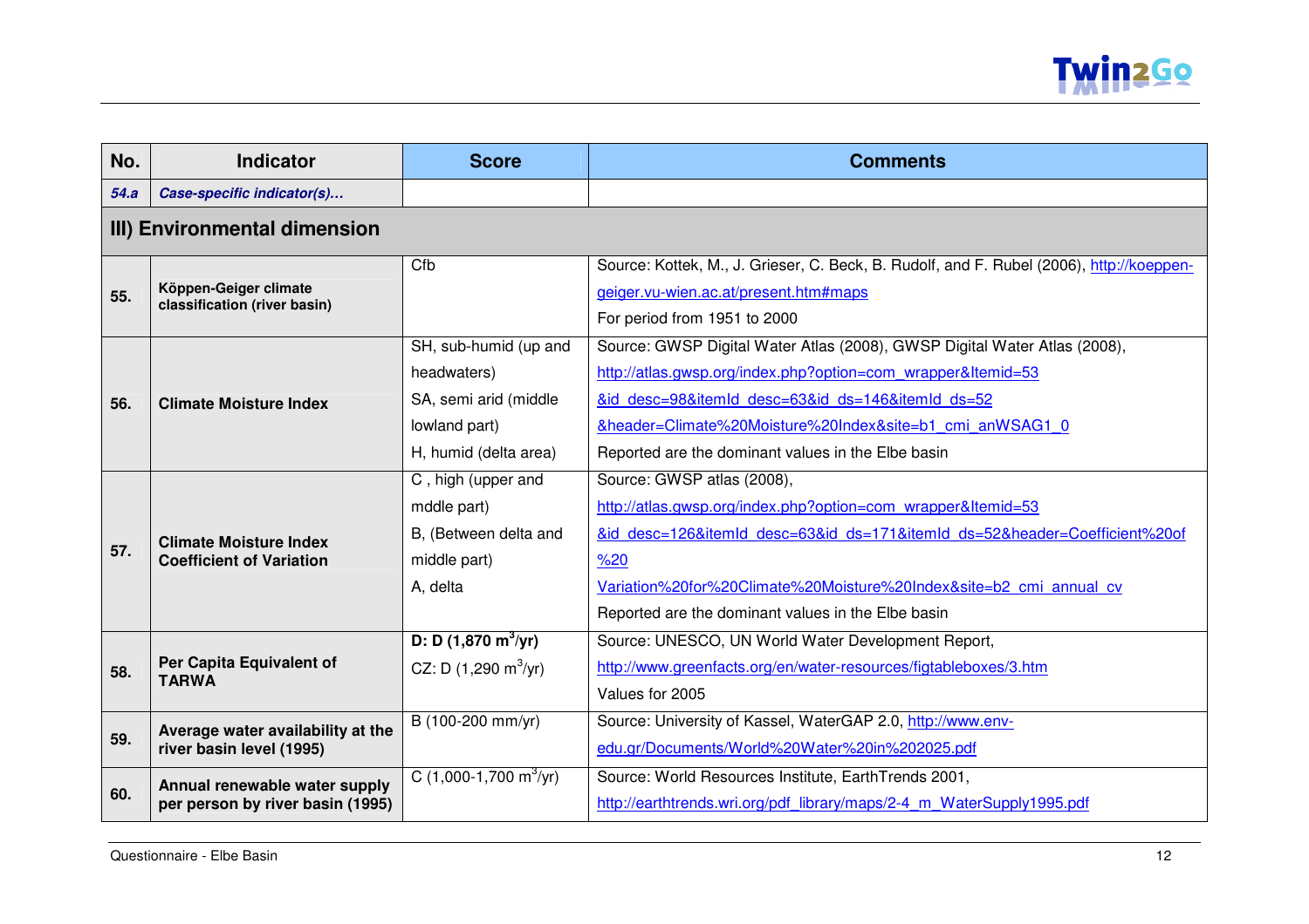| No. | Indicator | Score | Comments |
|---|---|---|---|
| ***54.a*** | ***Case-specific indicator(s)…*** | | |
| **III) Environmental dimension** | | | |
| **55.** | **Köppen-Geiger climate classification (river basin)** | Cfb | Source: Kottek, M., J. Grieser, C. Beck, B. Rudolf, and F. Rubel (2006), http://koeppen-geiger.vu-wien.ac.at/present.htm#maps<br>For period from 1951 to 2000 |
| **56.** | **Climate Moisture Index** | SH, sub-humid (up and headwaters)<br>SA, semi arid (middle lowland part)<br>H, humid (delta area) | Source: GWSP Digital Water Atlas (2008), GWSP Digital Water Atlas (2008), http://atlas.gwsp.org/index.php?option=com_wrapper&Itemid=53&id_desc=98&itemId_desc=63&id_ds=146&itemId_ds=52&header=Climate%20Moisture%20Index&site=b1_cmi_anWSAG1_0<br>Reported are the dominant values in the Elbe basin |
| **57.** | **Climate Moisture Index Coefficient of Variation** | C , high (upper and mddle part)<br>B, (Between delta and middle part)<br>A, delta | Source: GWSP atlas (2008), http://atlas.gwsp.org/index.php?option=com_wrapper&Itemid=53&id_desc=126&itemId_desc=63&id_ds=171&itemId_ds=52&header=Coefficient%20of%20Variation%20for%20Climate%20Moisture%20Index&site=b2_cmi_annual_cv<br>Reported are the dominant values in the Elbe basin |
| **58.** | **Per Capita Equivalent of TARWA** | **D: D (1,870 $m^3$/yr)**<br>CZ: D (1,290 $m^3$/yr) | Source: UNESCO, UN World Water Development Report, http://www.greenfacts.org/en/water-resources/figtableboxes/3.htm<br>Values for 2005 |
| **59.** | **Average water availability at the river basin level (1995)** | B (100-200 mm/yr) | Source: University of Kassel, WaterGAP 2.0, http://www.env-edu.gr/Documents/World%20Water%20in%202025.pdf |
| **60.** | **Annual renewable water supply per person by river basin (1995)** | C (1,000-1,700 $m^3$/yr) | Source: World Resources Institute, EarthTrends 2001, http://earthtrends.wri.org/pdf_library/maps/2-4_m_WaterSupply1995.pdf |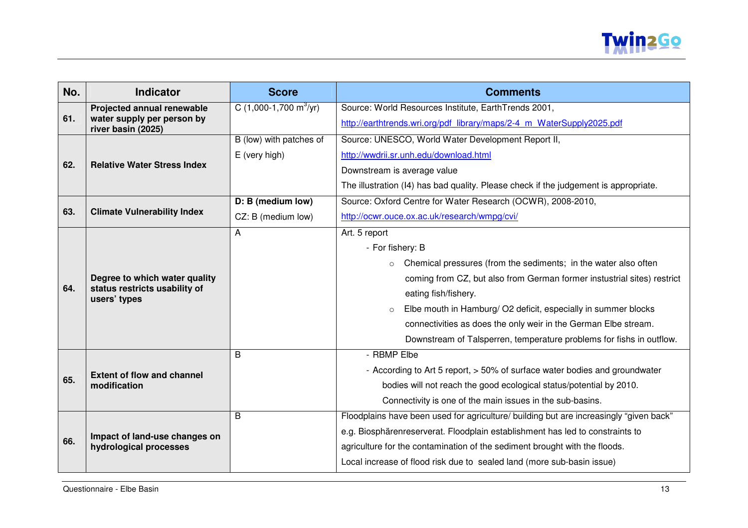| No. | Indicator | Score | Comments |
|---|---|---|---|
| 61. | **Projected annual renewable water supply per person by river basin (2025)** | C (1,000-1,700 $m^3$/yr) | Source: World Resources Institute, EarthTrends 2001, http://earthtrends.wri.org/pdf_library/maps/2-4_m_WaterSupply2025.pdf |
| 62. | **Relative Water Stress Index** | B (low) with patches of E (very high) | Source: UNESCO, World Water Development Report II, http://wwdrii.sr.unh.edu/download.html<br>Downstream is average value<br>The illustration (I4) has bad quality. Please check if the judgement is appropriate. |
| 63. | **Climate Vulnerability Index** | **D: B (medium low)**<br>CZ: B (medium low) | Source: Oxford Centre for Water Research (OCWR), 2008-2010, http://ocwr.ouce.ox.ac.uk/research/wmpg/cvi/ |
| 64. | **Degree to which water quality status restricts usability of users' types** | A | Art. 5 report<br>- For fishery: B<br>○ Chemical pressures (from the sediments; in the water also often coming from CZ, but also from German former instustrial sites) restrict eating fish/fishery.<br>○ Elbe mouth in Hamburg/ O2 deficit, especially in summer blocks connectivities as does the only weir in the German Elbe stream. Downstream of Talsperren, temperature problems for fishs in outflow. |
| 65. | **Extent of flow and channel modification** | B | - RBMP Elbe<br>- According to Art 5 report, > 50% of surface water bodies and groundwater bodies will not reach the good ecological status/potential by 2010. Connectivity is one of the main issues in the sub-basins. |
| 66. | **Impact of land-use changes on hydrological processes** | B | Floodplains have been used for agriculture/ building but are increasingly "given back" e.g. Biosphärenreserverat. Floodplain establishment has led to constraints to agriculture for the contamination of the sediment brought with the floods.<br>Local increase of flood risk due to sealed land (more sub-basin issue) |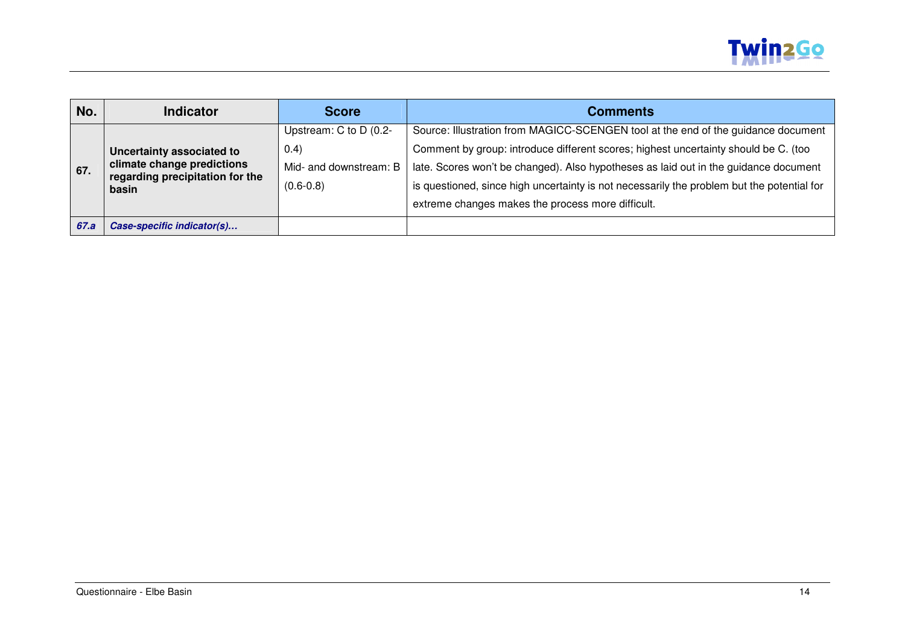| No. | Indicator | Score | Comments |
|---|---|---|---|
| 67. | **Uncertainty associated to climate change predictions regarding precipitation for the basin** | Upstream: C to D (0.2-0.4)<br>Mid- and downstream: B (0.6-0.8) | Source: Illustration from MAGICC-SCENGEN tool at the end of the guidance document<br>Comment by group: introduce different scores; highest uncertainty should be C. (too late. Scores won't be changed). Also hypotheses as laid out in the guidance document is questioned, since high uncertainty is not necessarily the problem but the potential for extreme changes makes the process more difficult. |
| ***67.a*** | ***Case-specific indicator(s)…*** | | |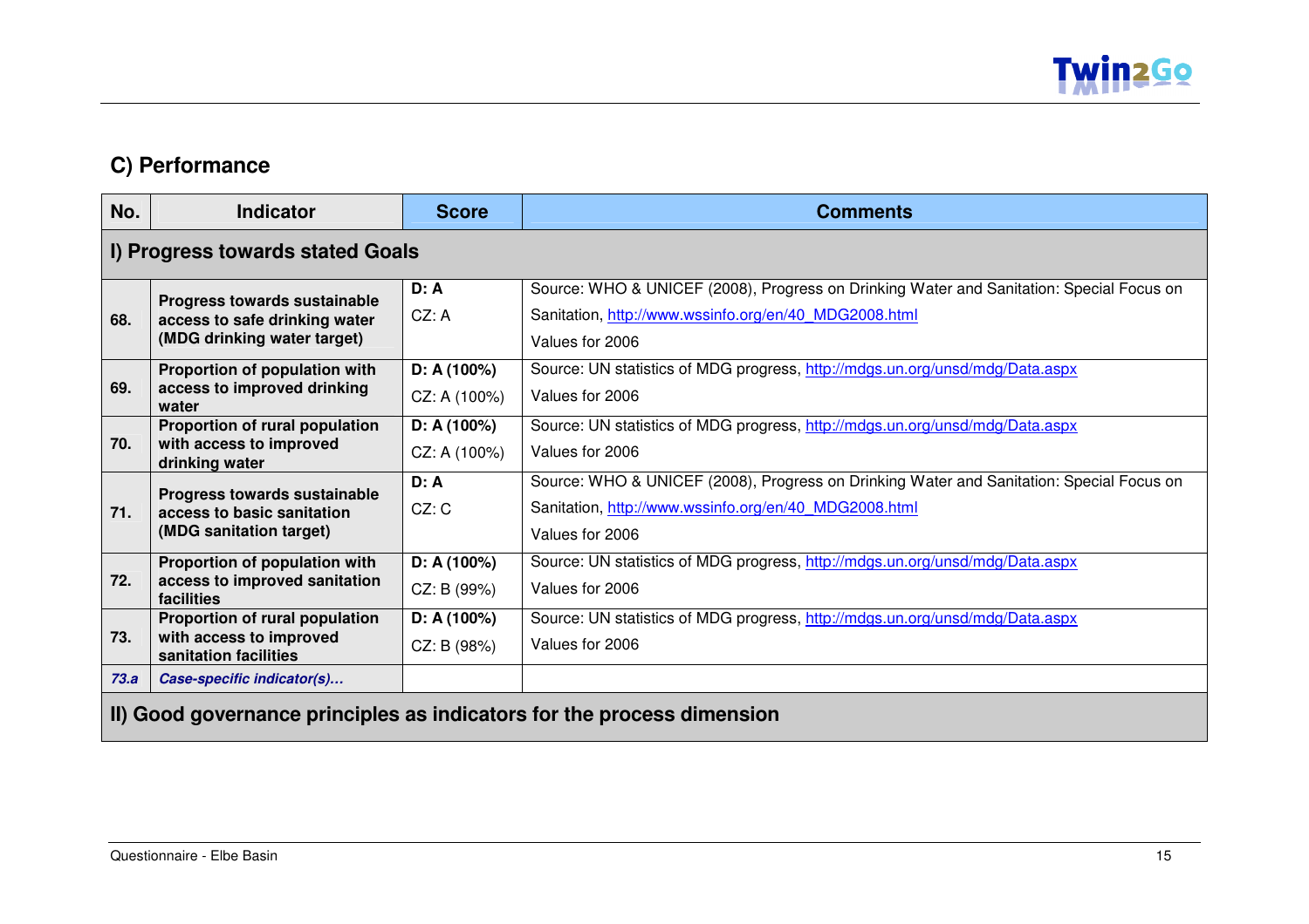## C) Performance

| No. | Indicator | Score | Comments |
|---|---|---|---|
| **I) Progress towards stated Goals** | | | |
| **68.** | **Progress towards sustainable access to safe drinking water (MDG drinking water target)** | **D: A**<br>CZ: A | Source: WHO & UNICEF (2008), Progress on Drinking Water and Sanitation: Special Focus on Sanitation, http://www.wssinfo.org/en/40_MDG2008.html<br>Values for 2006 |
| **69.** | **Proportion of population with access to improved drinking water** | **D: A (100%)**<br>CZ: A (100%) | Source: UN statistics of MDG progress, http://mdgs.un.org/unsd/mdg/Data.aspx<br>Values for 2006 |
| **70.** | **Proportion of rural population with access to improved drinking water** | **D: A (100%)**<br>CZ: A (100%) | Source: UN statistics of MDG progress, http://mdgs.un.org/unsd/mdg/Data.aspx<br>Values for 2006 |
| **71.** | **Progress towards sustainable access to basic sanitation (MDG sanitation target)** | **D: A**<br>CZ: C | Source: WHO & UNICEF (2008), Progress on Drinking Water and Sanitation: Special Focus on Sanitation, http://www.wssinfo.org/en/40_MDG2008.html<br>Values for 2006 |
| **72.** | **Proportion of population with access to improved sanitation facilities** | **D: A (100%)**<br>CZ: B (99%) | Source: UN statistics of MDG progress, http://mdgs.un.org/unsd/mdg/Data.aspx<br>Values for 2006 |
| **73.** | **Proportion of rural population with access to improved sanitation facilities** | **D: A (100%)**<br>CZ: B (98%) | Source: UN statistics of MDG progress, http://mdgs.un.org/unsd/mdg/Data.aspx<br>Values for 2006 |
| ***73.a*** | ***Case-specific indicator(s)…*** | | |
| **II) Good governance principles as indicators for the process dimension** | | | |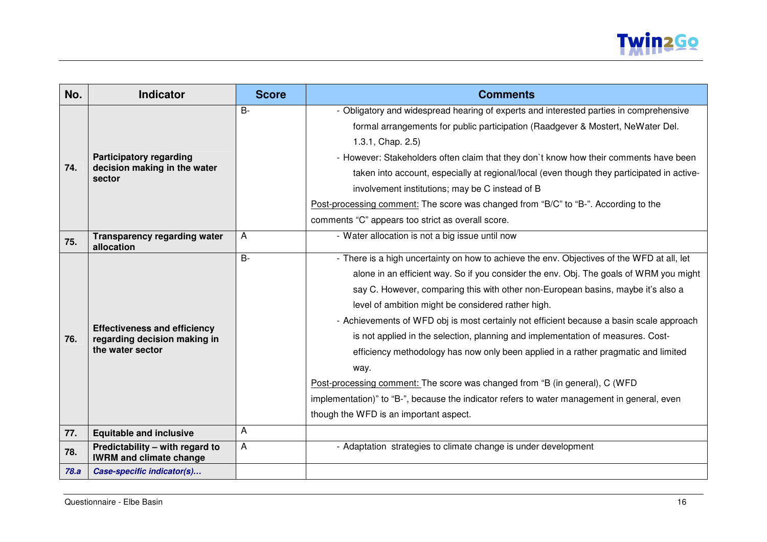| No. | Indicator | Score | Comments |
|---|---|---|---|
| **74.** | **Participatory regarding decision making in the water sector** | B- | - Obligatory and widespread hearing of experts and interested parties in comprehensive formal arrangements for public participation (Raadgever & Mostert, NeWater Del. 1.3.1, Chap. 2.5)<br>- However: Stakeholders often claim that they don`t know how their comments have been taken into account, especially at regional/local (even though they participated in active-involvement institutions; may be C instead of B<br>Post-processing comment: The score was changed from "B/C" to "B-". According to the comments "C" appears too strict as overall score. |
| **75.** | **Transparency regarding water allocation** | A | - Water allocation is not a big issue until now |
| **76.** | **Effectiveness and efficiency regarding decision making in the water sector** | B- | - There is a high uncertainty on how to achieve the env. Objectives of the WFD at all, let alone in an efficient way. So if you consider the env. Obj. The goals of WRM you might say C. However, comparing this with other non-European basins, maybe it's also a level of ambition might be considered rather high.<br>- Achievements of WFD obj is most certainly not efficient because a basin scale approach is not applied in the selection, planning and implementation of measures. Cost-efficiency methodology has now only been applied in a rather pragmatic and limited way.<br>Post-processing comment: The score was changed from "B (in general), C (WFD implementation)" to "B-", because the indicator refers to water management in general, even though the WFD is an important aspect. |
| **77.** | **Equitable and inclusive** | A | |
| **78.** | **Predictability – with regard to IWRM and climate change** | A | - Adaptation strategies to climate change is under development |
| ***78.a*** | ***Case-specific indicator(s)…*** | | |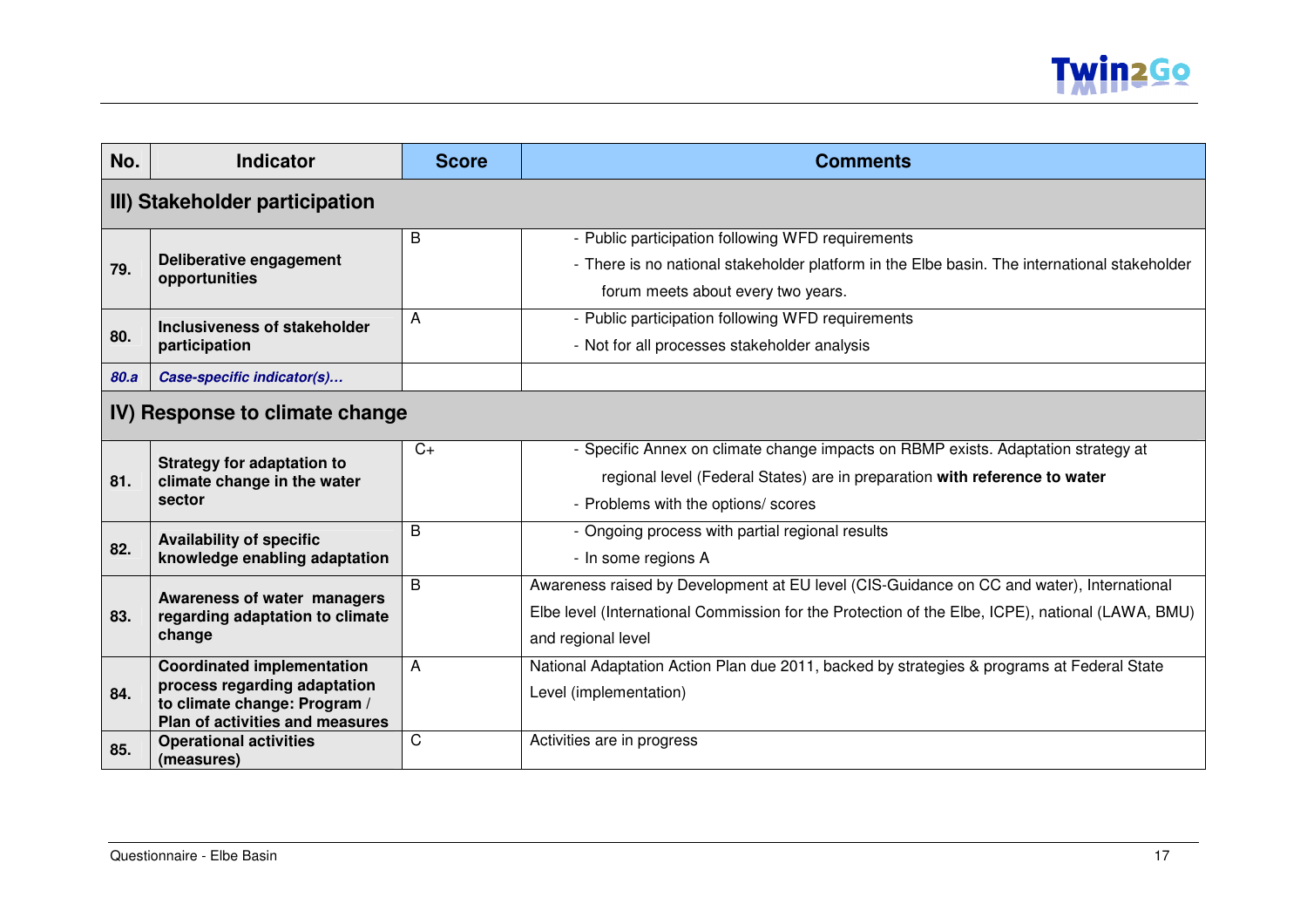| No. | Indicator | Score | Comments |
|---|---|---|---|
| **III) Stakeholder participation** | | | |
| **79.** | **Deliberative engagement opportunities** | B | - Public participation following WFD requirements<br>- There is no national stakeholder platform in the Elbe basin. The international stakeholder forum meets about every two years. |
| **80.** | **Inclusiveness of stakeholder participation** | A | - Public participation following WFD requirements<br>- Not for all processes stakeholder analysis |
| ***80.a*** | ***Case-specific indicator(s)...*** | | |
| **IV) Response to climate change** | | | |
| **81.** | **Strategy for adaptation to climate change in the water sector** | C+ | - Specific Annex on climate change impacts on RBMP exists. Adaptation strategy at regional level (Federal States) are in preparation **with reference to water**<br>- Problems with the options/ scores |
| **82.** | **Availability of specific knowledge enabling adaptation** | B | - Ongoing process with partial regional results<br>- In some regions A |
| **83.** | **Awareness of water managers regarding adaptation to climate change** | B | Awareness raised by Development at EU level (CIS-Guidance on CC and water), International Elbe level (International Commission for the Protection of the Elbe, ICPE), national (LAWA, BMU) and regional level |
| **84.** | **Coordinated implementation process regarding adaptation to climate change: Program / Plan of activities and measures** | A | National Adaptation Action Plan due 2011, backed by strategies & programs at Federal State Level (implementation) |
| **85.** | **Operational activities (measures)** | C | Activities are in progress |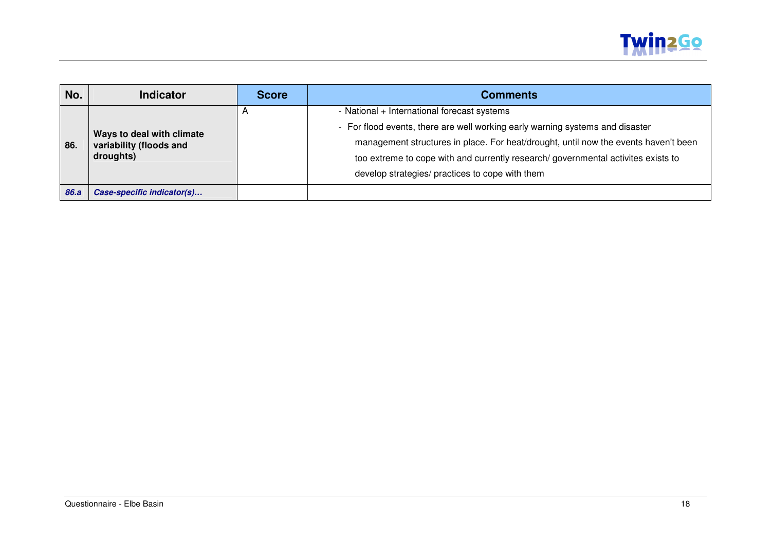| No. | Indicator | Score | Comments |
|---|---|---|---|
| **86.** | **Ways to deal with climate variability (floods and droughts)** | A | - National + International forecast systems<br>- For flood events, there are well working early warning systems and disaster management structures in place. For heat/drought, until now the events haven't been too extreme to cope with and currently research/ governmental activites exists to develop strategies/ practices to cope with them |
| ***86.a*** | ***Case-specific indicator(s)…*** | | |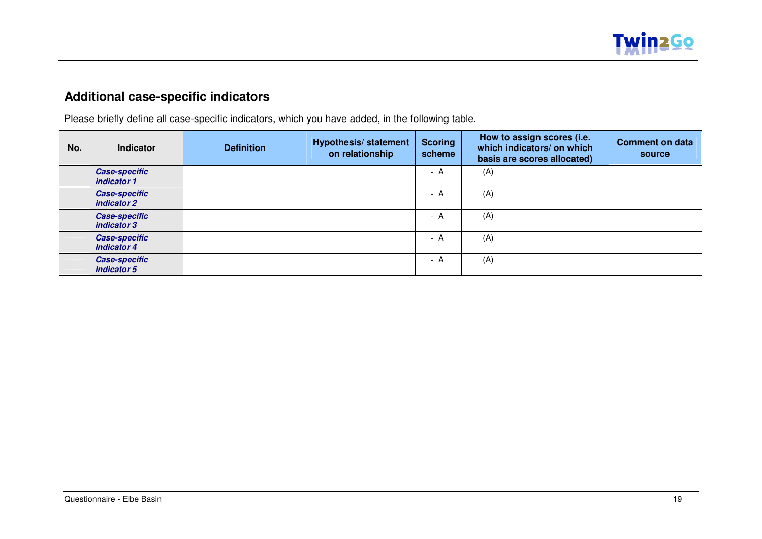## Additional case-specific indicators

Please briefly define all case-specific indicators, which you have added, in the following table.

| No. | Indicator | Definition | Hypothesis/ statement on relationship | Scoring scheme | How to assign scores (i.e. which indicators/ on which basis are scores allocated) | Comment on data source |
|---|---|---|---|---|---|---|
| | ***Case-specific indicator 1*** | | | - A | (A) | |
| | ***Case-specific indicator 2*** | | | - A | (A) | |
| | ***Case-specific indicator 3*** | | | - A | (A) | |
| | ***Case-specific Indicator 4*** | | | - A | (A) | |
| | ***Case-specific Indicator 5*** | | | - A | (A) | |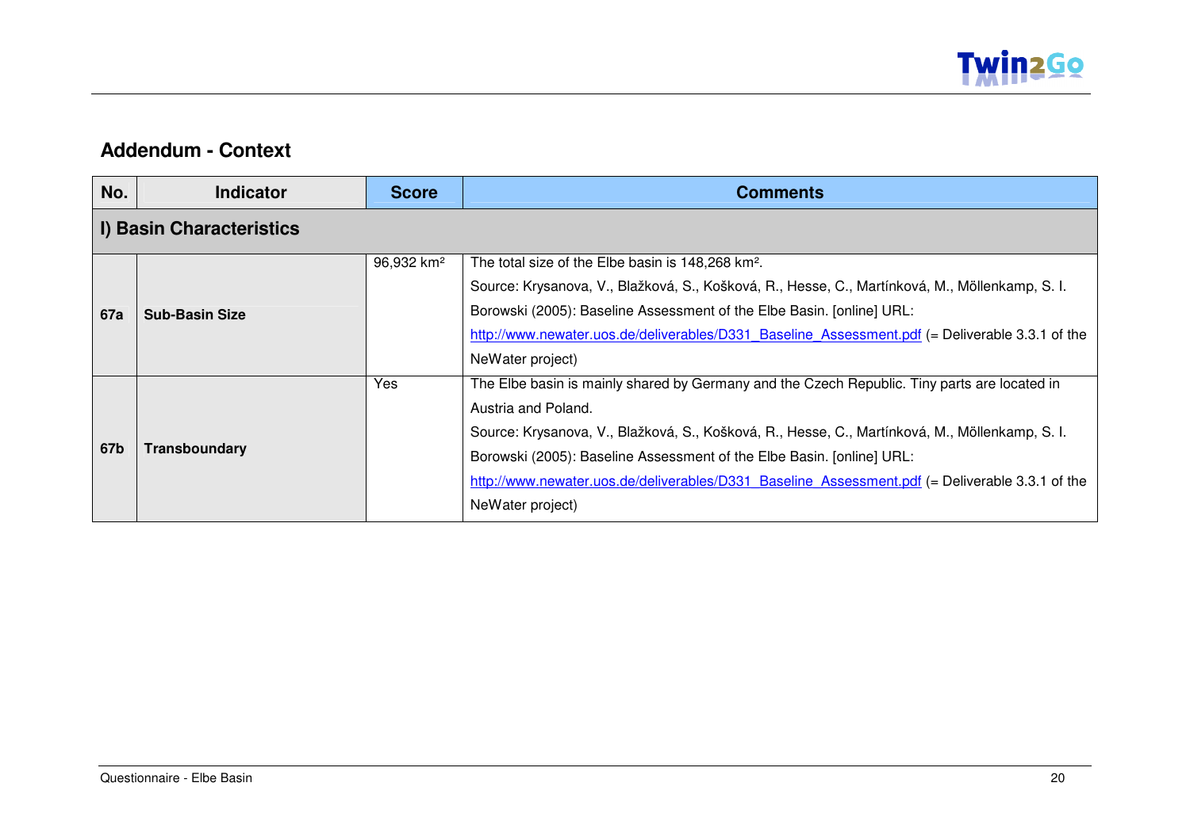## Addendum - Context

| No. | Indicator | Score | Comments |
|---|---|---|---|
| **I) Basin Characteristics** | | | |
| **67a** | **Sub-Basin Size** | 96,932 km² | The total size of the Elbe basin is 148,268 km². Source: Krysanova, V., Blažková, S., Košková, R., Hesse, C., Martínková, M., Möllenkamp, S. I. Borowski (2005): Baseline Assessment of the Elbe Basin. [online] URL: http://www.newater.uos.de/deliverables/D331_Baseline_Assessment.pdf (= Deliverable 3.3.1 of the NeWater project) |
| **67b** | **Transboundary** | Yes | The Elbe basin is mainly shared by Germany and the Czech Republic. Tiny parts are located in Austria and Poland. Source: Krysanova, V., Blažková, S., Košková, R., Hesse, C., Martínková, M., Möllenkamp, S. I. Borowski (2005): Baseline Assessment of the Elbe Basin. [online] URL: http://www.newater.uos.de/deliverables/D331_Baseline_Assessment.pdf (= Deliverable 3.3.1 of the NeWater project) |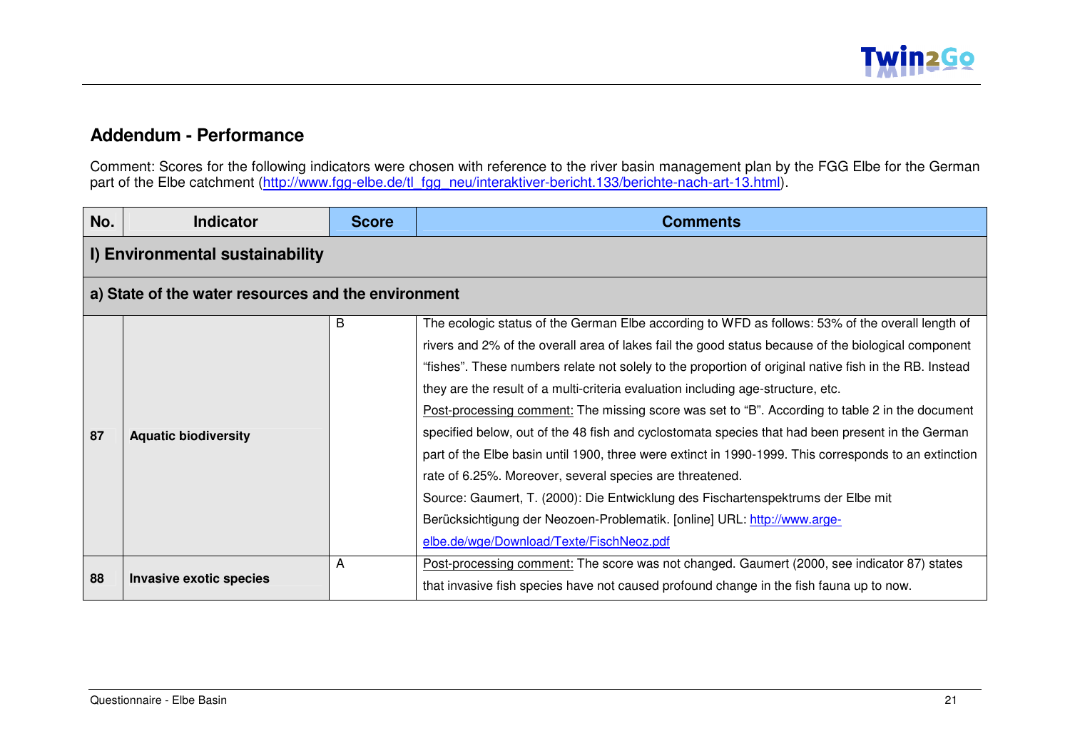## Addendum - Performance

Comment: Scores for the following indicators were chosen with reference to the river basin management plan by the FGG Elbe for the German part of the Elbe catchment (http://www.fgg-elbe.de/tl_fgg_neu/interaktiver-bericht.133/berichte-nach-art-13.html).

| No. | Indicator | Score | Comments |
|---|---|---|---|
| **I) Environmental sustainability** | | | |
| **a) State of the water resources and the environment** | | | |
| **87** | **Aquatic biodiversity** | B | The ecologic status of the German Elbe according to WFD as follows: 53% of the overall length of rivers and 2% of the overall area of lakes fail the good status because of the biological component "fishes". These numbers relate not solely to the proportion of original native fish in the RB. Instead they are the result of a multi-criteria evaluation including age-structure, etc.<br>Post-processing comment: The missing score was set to "B". According to table 2 in the document specified below, out of the 48 fish and cyclostomata species that had been present in the German part of the Elbe basin until 1900, three were extinct in 1990-1999. This corresponds to an extinction rate of 6.25%. Moreover, several species are threatened.<br>Source: Gaumert, T. (2000): Die Entwicklung des Fischartenspektrums der Elbe mit Berücksichtigung der Neozoen-Problematik. [online] URL: http://www.arge-elbe.de/wge/Download/Texte/FischNeoz.pdf |
| **88** | **Invasive exotic species** | A | Post-processing comment: The score was not changed. Gaumert (2000, see indicator 87) states that invasive fish species have not caused profound change in the fish fauna up to now. |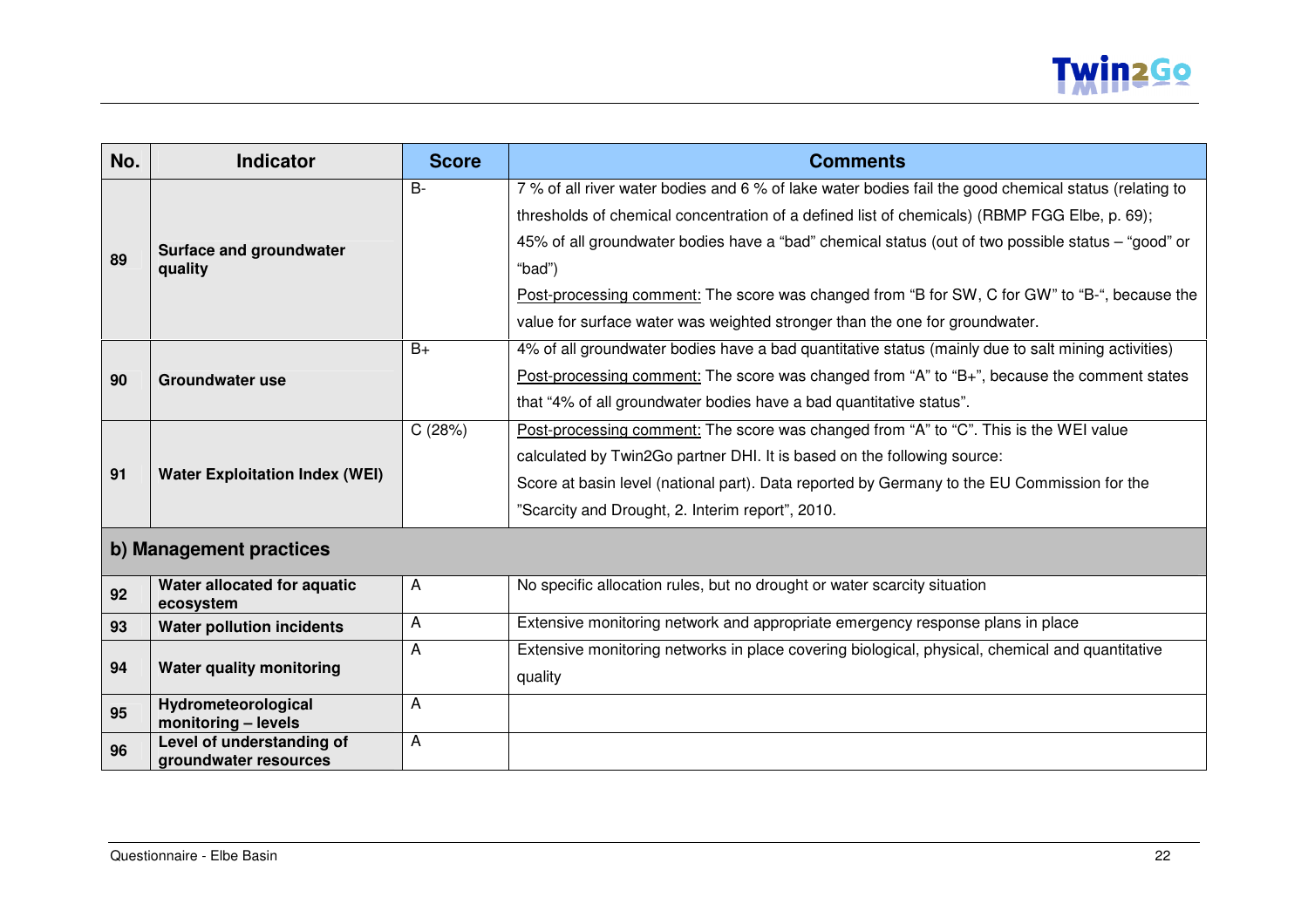| No. | Indicator | Score | Comments |
|---|---|---|---|
| 89 | **Surface and groundwater quality** | B- | 7 % of all river water bodies and 6 % of lake water bodies fail the good chemical status (relating to thresholds of chemical concentration of a defined list of chemicals) (RBMP FGG Elbe, p. 69); 45% of all groundwater bodies have a "bad" chemical status (out of two possible status – "good" or "bad") Post-processing comment: The score was changed from "B for SW, C for GW" to "B-", because the value for surface water was weighted stronger than the one for groundwater. |
| 90 | **Groundwater use** | B+ | 4% of all groundwater bodies have a bad quantitative status (mainly due to salt mining activities) Post-processing comment: The score was changed from "A" to "B+", because the comment states that "4% of all groundwater bodies have a bad quantitative status". |
| 91 | **Water Exploitation Index (WEI)** | C (28%) | Post-processing comment: The score was changed from "A" to "C". This is the WEI value calculated by Twin2Go partner DHI. It is based on the following source: Score at basin level (national part). Data reported by Germany to the EU Commission for the "Scarcity and Drought, 2. Interim report", 2010. |
| **b) Management practices** | | | |
| 92 | **Water allocated for aquatic ecosystem** | A | No specific allocation rules, but no drought or water scarcity situation |
| 93 | **Water pollution incidents** | A | Extensive monitoring network and appropriate emergency response plans in place |
| 94 | **Water quality monitoring** | A | Extensive monitoring networks in place covering biological, physical, chemical and quantitative quality |
| 95 | **Hydrometeorological monitoring – levels** | A | |
| 96 | **Level of understanding of groundwater resources** | A | |